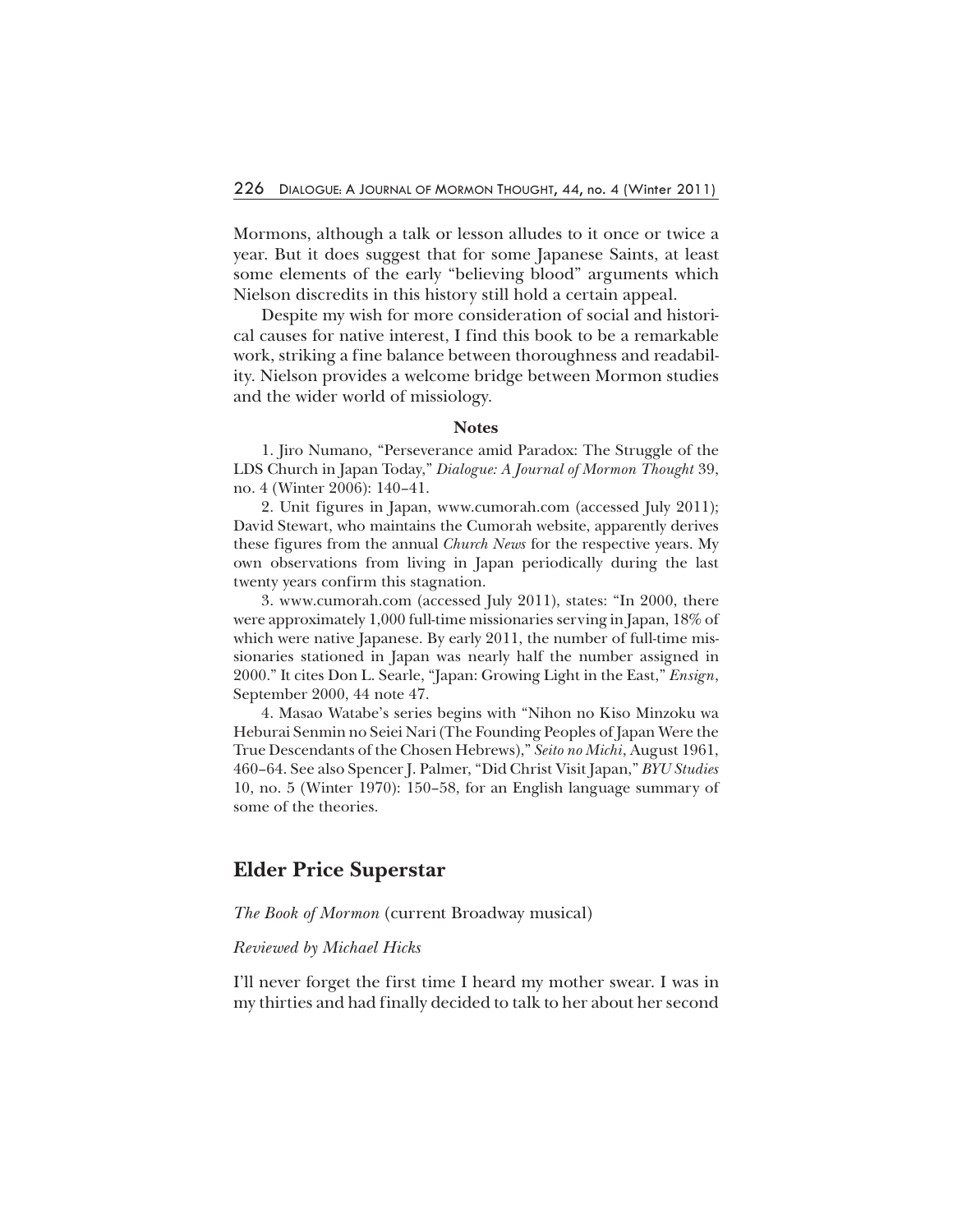Mormons, although a talk or lesson alludes to it once or twice a year. But it does suggest that for some Japanese Saints, at least some elements of the early "believing blood" arguments which Nielson discredits in this history still hold a certain appeal.

Despite my wish for more consideration of social and historical causes for native interest, I find this book to be a remarkable work, striking a fine balance between thoroughness and readability. Nielson provides a welcome bridge between Mormon studies and the wider world of missiology.

**Notes**

1. Jiro Numano, "Perseverance amid Paradox: The Struggle of the LDS Church in Japan Today," *Dialogue: A Journal of Mormon Thought* 39, no. 4 (Winter 2006): 140–41.

2. Unit figures in Japan, www.cumorah.com (accessed July 2011); David Stewart, who maintains the Cumorah website, apparently derives these figures from the annual *Church News* for the respective years. My own observations from living in Japan periodically during the last twenty years confirm this stagnation.

3. www.cumorah.com (accessed July 2011), states: "In 2000, there were approximately 1,000 full-time missionaries serving in Japan, 18% of which were native Japanese. By early 2011, the number of full-time missionaries stationed in Japan was nearly half the number assigned in 2000." It cites Don L. Searle, "Japan: Growing Light in the East," *Ensign*, September 2000, 44 note 47.

4. Masao Watabe's series begins with "Nihon no Kiso Minzoku wa Heburai Senmin no Seiei Nari (The Founding Peoples of Japan Were the True Descendants of the Chosen Hebrews)," *Seito no Michi*, August 1961, 460–64. See also Spencer J. Palmer, "Did Christ Visit Japan," *BYU Studies* 10, no. 5 (Winter 1970): 150–58, for an English language summary of some of the theories.

## Elder Price Superstar

*The Book of Mormon* (current Broadway musical)

*Reviewed by Michael Hicks*

I'll never forget the first time I heard my mother swear. I was in my thirties and had finally decided to talk to her about her second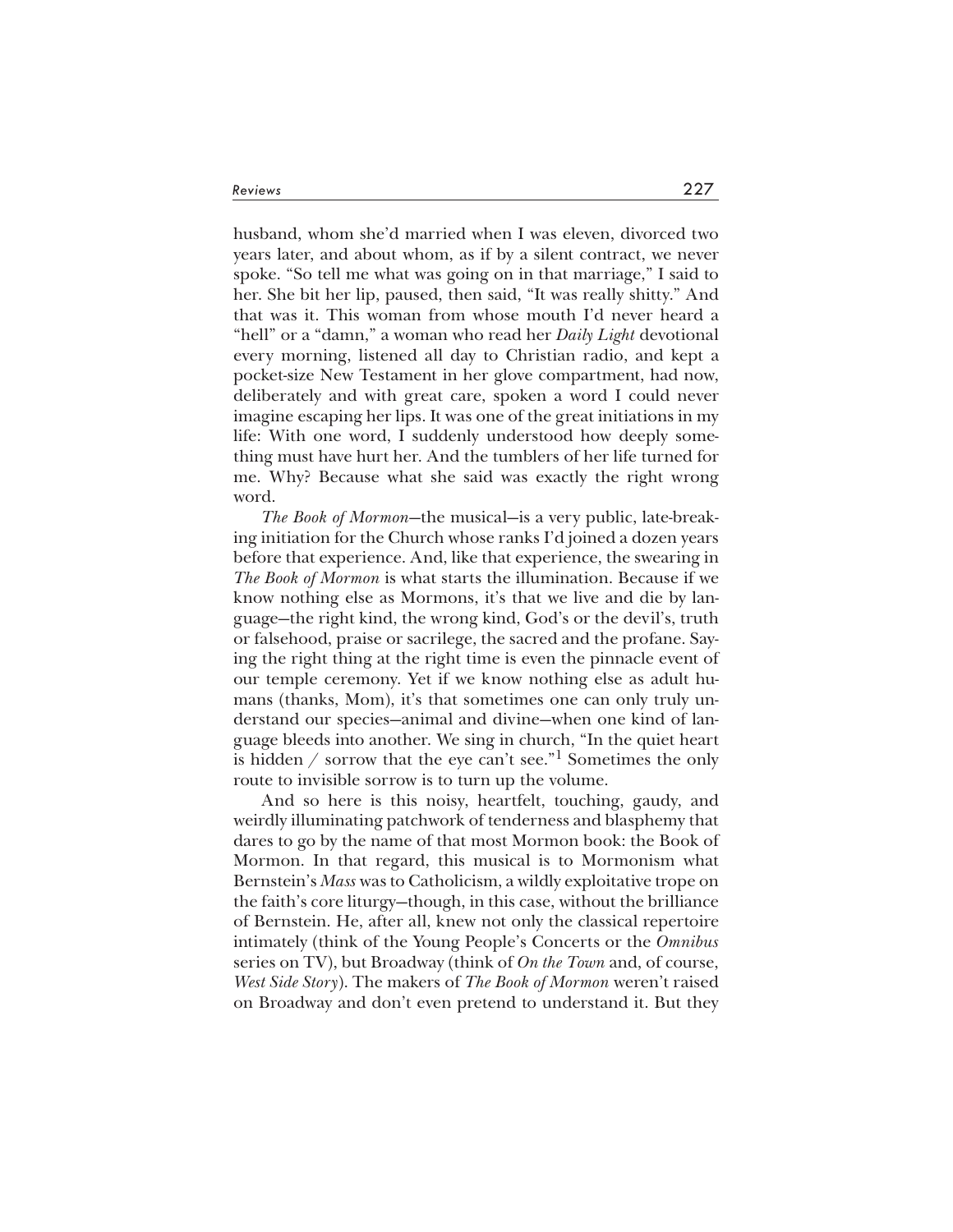husband, whom she'd married when I was eleven, divorced two years later, and about whom, as if by a silent contract, we never spoke. "So tell me what was going on in that marriage," I said to her. She bit her lip, paused, then said, "It was really shitty." And that was it. This woman from whose mouth I'd never heard a "hell" or a "damn," a woman who read her *Daily Light* devotional every morning, listened all day to Christian radio, and kept a pocket-size New Testament in her glove compartment, had now, deliberately and with great care, spoken a word I could never imagine escaping her lips. It was one of the great initiations in my life: With one word, I suddenly understood how deeply something must have hurt her. And the tumblers of her life turned for me. Why? Because what she said was exactly the right wrong word.

*The Book of Mormon*—the musical—is a very public, late-breaking initiation for the Church whose ranks I'd joined a dozen years before that experience. And, like that experience, the swearing in *The Book of Mormon* is what starts the illumination. Because if we know nothing else as Mormons, it's that we live and die by language—the right kind, the wrong kind, God's or the devil's, truth or falsehood, praise or sacrilege, the sacred and the profane. Saying the right thing at the right time is even the pinnacle event of our temple ceremony. Yet if we know nothing else as adult humans (thanks, Mom), it's that sometimes one can only truly understand our species—animal and divine—when one kind of language bleeds into another. We sing in church, "In the quiet heart is hidden / sorrow that the eye can't see."[1] Sometimes the only route to invisible sorrow is to turn up the volume.

And so here is this noisy, heartfelt, touching, gaudy, and weirdly illuminating patchwork of tenderness and blasphemy that dares to go by the name of that most Mormon book: the Book of Mormon. In that regard, this musical is to Mormonism what Bernstein's *Mass* was to Catholicism, a wildly exploitative trope on the faith's core liturgy—though, in this case, without the brilliance of Bernstein. He, after all, knew not only the classical repertoire intimately (think of the Young People's Concerts or the *Omnibus* series on TV), but Broadway (think of *On the Town* and, of course, *West Side Story*). The makers of *The Book of Mormon* weren't raised on Broadway and don't even pretend to understand it. But they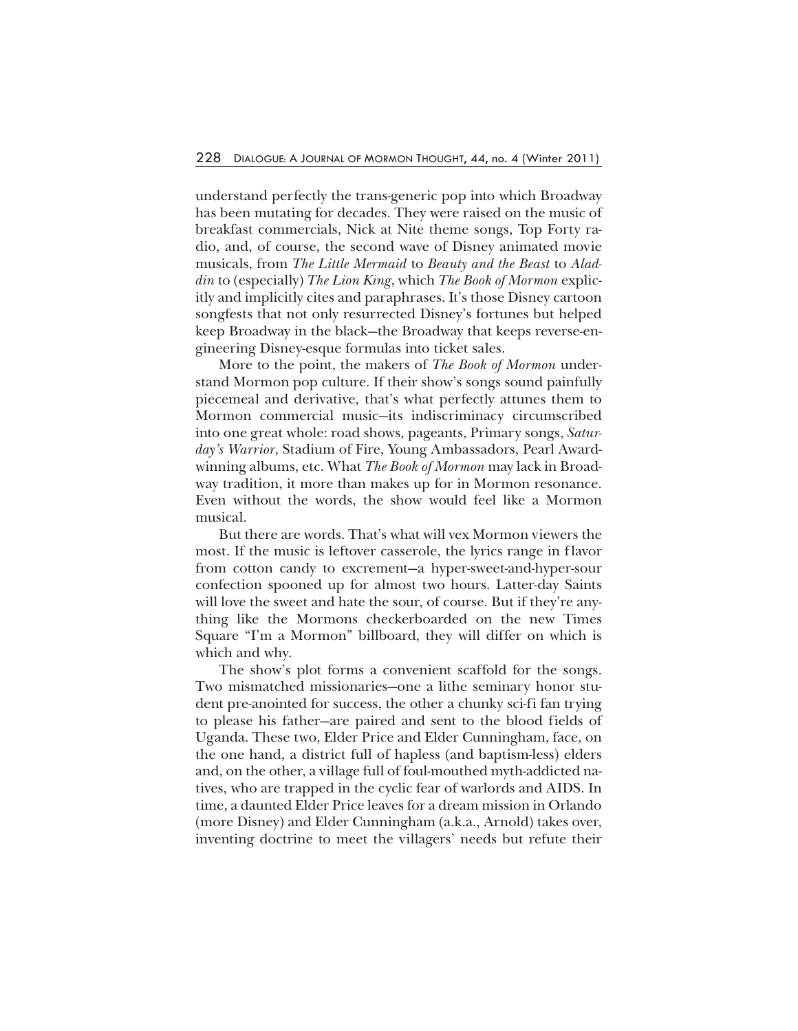understand perfectly the trans-generic pop into which Broadway has been mutating for decades. They were raised on the music of breakfast commercials, Nick at Nite theme songs, Top Forty radio, and, of course, the second wave of Disney animated movie musicals, from *The Little Mermaid* to *Beauty and the Beast* to *Aladdin* to (especially) *The Lion King*, which *The Book of Mormon* explicitly and implicitly cites and paraphrases. It's those Disney cartoon songfests that not only resurrected Disney's fortunes but helped keep Broadway in the black—the Broadway that keeps reverse-engineering Disney-esque formulas into ticket sales.

More to the point, the makers of *The Book of Mormon* understand Mormon pop culture. If their show's songs sound painfully piecemeal and derivative, that's what perfectly attunes them to Mormon commercial music—its indiscriminacy circumscribed into one great whole: road shows, pageants, Primary songs, *Saturday's Warrior*, Stadium of Fire, Young Ambassadors, Pearl Award-winning albums, etc. What *The Book of Mormon* may lack in Broadway tradition, it more than makes up for in Mormon resonance. Even without the words, the show would feel like a Mormon musical.

But there are words. That's what will vex Mormon viewers the most. If the music is leftover casserole, the lyrics range in flavor from cotton candy to excrement—a hyper-sweet-and-hyper-sour confection spooned up for almost two hours. Latter-day Saints will love the sweet and hate the sour, of course. But if they're anything like the Mormons checkerboarded on the new Times Square "I'm a Mormon" billboard, they will differ on which is which and why.

The show's plot forms a convenient scaffold for the songs. Two mismatched missionaries—one a lithe seminary honor student pre-anointed for success, the other a chunky sci-fi fan trying to please his father—are paired and sent to the blood fields of Uganda. These two, Elder Price and Elder Cunningham, face, on the one hand, a district full of hapless (and baptism-less) elders and, on the other, a village full of foul-mouthed myth-addicted natives, who are trapped in the cyclic fear of warlords and AIDS. In time, a daunted Elder Price leaves for a dream mission in Orlando (more Disney) and Elder Cunningham (a.k.a., Arnold) takes over, inventing doctrine to meet the villagers' needs but refute their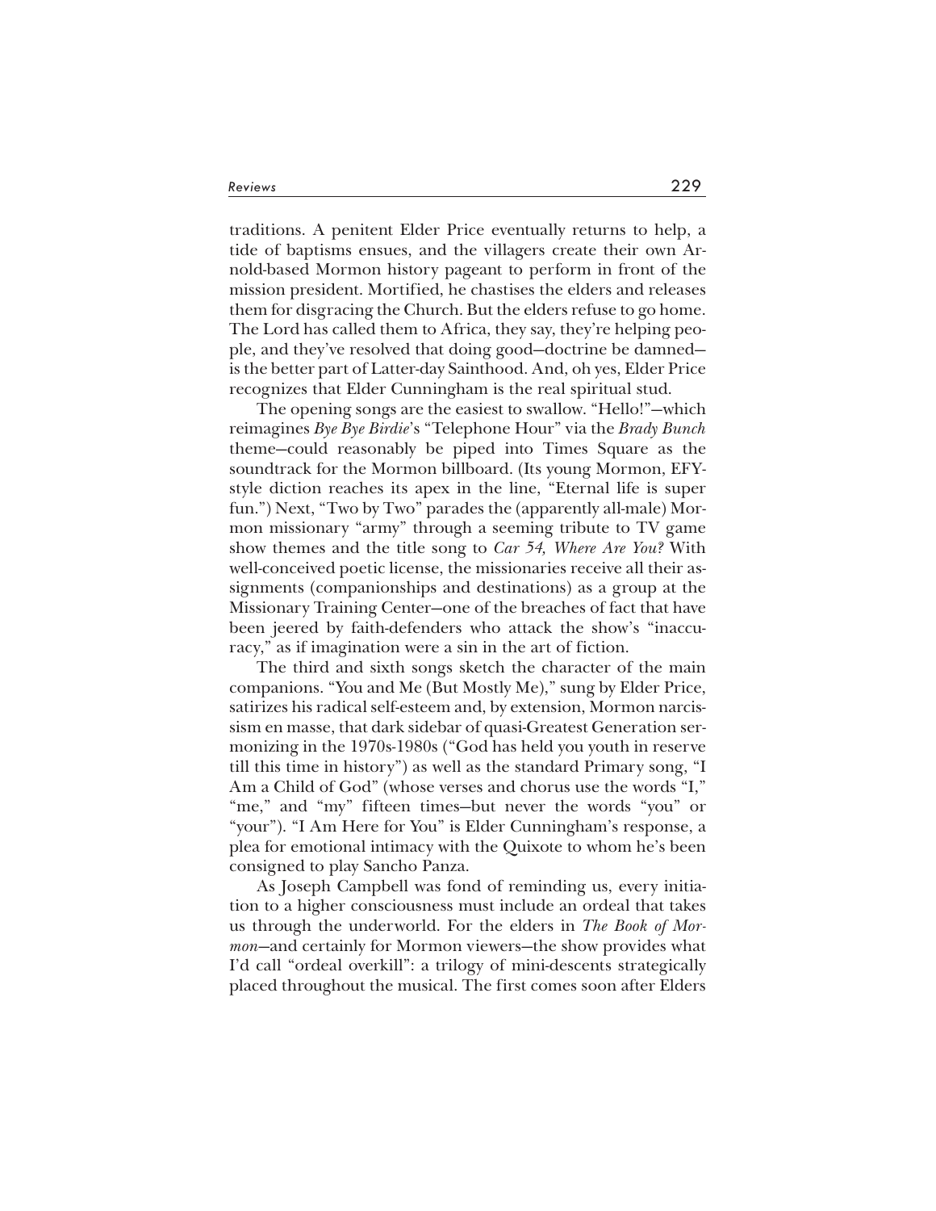traditions. A penitent Elder Price eventually returns to help, a tide of baptisms ensues, and the villagers create their own Arnold-based Mormon history pageant to perform in front of the mission president. Mortified, he chastises the elders and releases them for disgracing the Church. But the elders refuse to go home. The Lord has called them to Africa, they say, they're helping people, and they've resolved that doing good—doctrine be damned—is the better part of Latter-day Sainthood. And, oh yes, Elder Price recognizes that Elder Cunningham is the real spiritual stud.

The opening songs are the easiest to swallow. "Hello!"—which reimagines *Bye Bye Birdie*'s "Telephone Hour" via the *Brady Bunch* theme—could reasonably be piped into Times Square as the soundtrack for the Mormon billboard. (Its young Mormon, EFY-style diction reaches its apex in the line, "Eternal life is super fun.") Next, "Two by Two" parades the (apparently all-male) Mormon missionary "army" through a seeming tribute to TV game show themes and the title song to *Car 54, Where Are You?* With well-conceived poetic license, the missionaries receive all their assignments (companionships and destinations) as a group at the Missionary Training Center—one of the breaches of fact that have been jeered by faith-defenders who attack the show's "inaccuracy," as if imagination were a sin in the art of fiction.

The third and sixth songs sketch the character of the main companions. "You and Me (But Mostly Me)," sung by Elder Price, satirizes his radical self-esteem and, by extension, Mormon narcissism en masse, that dark sidebar of quasi-Greatest Generation sermonizing in the 1970s-1980s ("God has held you youth in reserve till this time in history") as well as the standard Primary song, "I Am a Child of God" (whose verses and chorus use the words "I," "me," and "my" fifteen times—but never the words "you" or "your"). "I Am Here for You" is Elder Cunningham's response, a plea for emotional intimacy with the Quixote to whom he's been consigned to play Sancho Panza.

As Joseph Campbell was fond of reminding us, every initiation to a higher consciousness must include an ordeal that takes us through the underworld. For the elders in *The Book of Mormon*—and certainly for Mormon viewers—the show provides what I'd call "ordeal overkill": a trilogy of mini-descents strategically placed throughout the musical. The first comes soon after Elders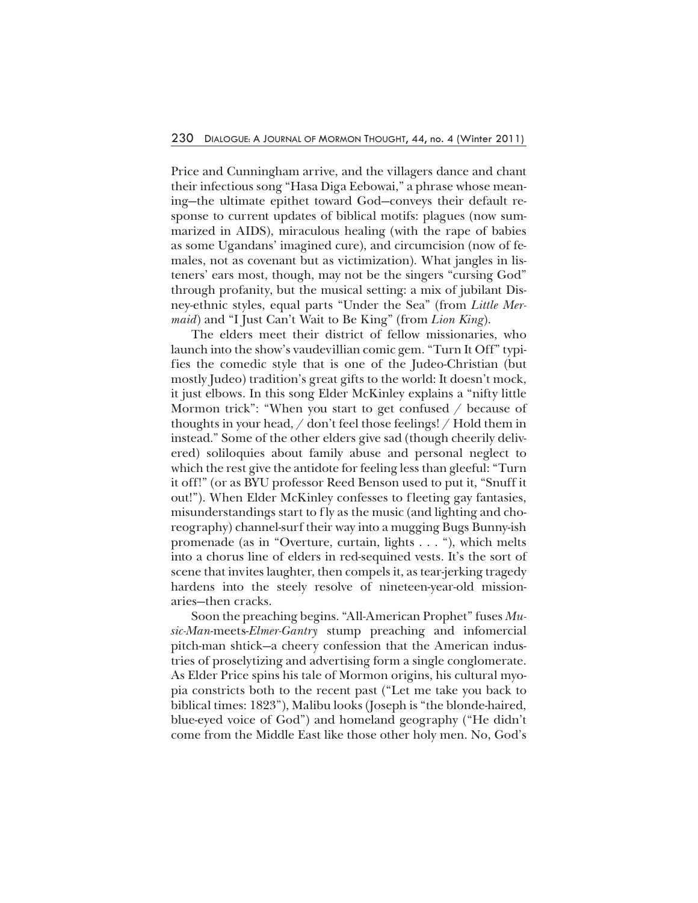Price and Cunningham arrive, and the villagers dance and chant their infectious song "Hasa Diga Eebowai," a phrase whose meaning—the ultimate epithet toward God—conveys their default response to current updates of biblical motifs: plagues (now summarized in AIDS), miraculous healing (with the rape of babies as some Ugandans' imagined cure), and circumcision (now of females, not as covenant but as victimization). What jangles in listeners' ears most, though, may not be the singers "cursing God" through profanity, but the musical setting: a mix of jubilant Disney-ethnic styles, equal parts "Under the Sea" (from *Little Mermaid*) and "I Just Can't Wait to Be King" (from *Lion King*).

The elders meet their district of fellow missionaries, who launch into the show's vaudevillian comic gem. "Turn It Off" typifies the comedic style that is one of the Judeo-Christian (but mostly Judeo) tradition's great gifts to the world: It doesn't mock, it just elbows. In this song Elder McKinley explains a "nifty little Mormon trick": "When you start to get confused / because of thoughts in your head, / don't feel those feelings! / Hold them in instead." Some of the other elders give sad (though cheerily delivered) soliloquies about family abuse and personal neglect to which the rest give the antidote for feeling less than gleeful: "Turn it off!" (or as BYU professor Reed Benson used to put it, "Snuff it out!"). When Elder McKinley confesses to fleeting gay fantasies, misunderstandings start to fly as the music (and lighting and choreography) channel-surf their way into a mugging Bugs Bunny-ish promenade (as in "Overture, curtain, lights . . . "), which melts into a chorus line of elders in red-sequined vests. It's the sort of scene that invites laughter, then compels it, as tear-jerking tragedy hardens into the steely resolve of nineteen-year-old missionaries—then cracks.

Soon the preaching begins. "All-American Prophet" fuses *Music-Man*-meets-*Elmer-Gantry* stump preaching and infomercial pitch-man shtick—a cheery confession that the American industries of proselytizing and advertising form a single conglomerate. As Elder Price spins his tale of Mormon origins, his cultural myopia constricts both to the recent past ("Let me take you back to biblical times: 1823"), Malibu looks (Joseph is "the blonde-haired, blue-eyed voice of God") and homeland geography ("He didn't come from the Middle East like those other holy men. No, God's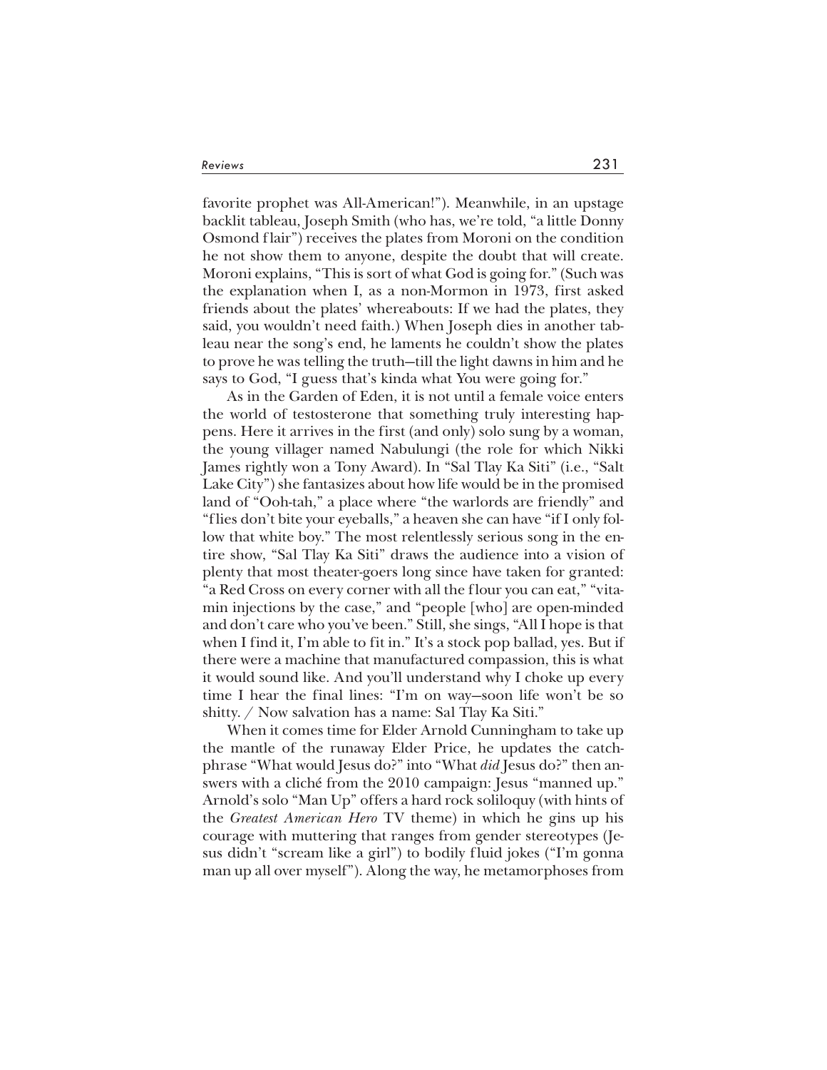favorite prophet was All-American!"). Meanwhile, in an upstage backlit tableau, Joseph Smith (who has, we're told, "a little Donny Osmond flair") receives the plates from Moroni on the condition he not show them to anyone, despite the doubt that will create. Moroni explains, "This is sort of what God is going for." (Such was the explanation when I, as a non-Mormon in 1973, first asked friends about the plates' whereabouts: If we had the plates, they said, you wouldn't need faith.) When Joseph dies in another tableau near the song's end, he laments he couldn't show the plates to prove he was telling the truth—till the light dawns in him and he says to God, "I guess that's kinda what You were going for."

As in the Garden of Eden, it is not until a female voice enters the world of testosterone that something truly interesting happens. Here it arrives in the first (and only) solo sung by a woman, the young villager named Nabulungi (the role for which Nikki James rightly won a Tony Award). In "Sal Tlay Ka Siti" (i.e., "Salt Lake City") she fantasizes about how life would be in the promised land of "Ooh-tah," a place where "the warlords are friendly" and "flies don't bite your eyeballs," a heaven she can have "if I only follow that white boy." The most relentlessly serious song in the entire show, "Sal Tlay Ka Siti" draws the audience into a vision of plenty that most theater-goers long since have taken for granted: "a Red Cross on every corner with all the flour you can eat," "vitamin injections by the case," and "people [who] are open-minded and don't care who you've been." Still, she sings, "All I hope is that when I find it, I'm able to fit in." It's a stock pop ballad, yes. But if there were a machine that manufactured compassion, this is what it would sound like. And you'll understand why I choke up every time I hear the final lines: "I'm on way—soon life won't be so shitty. / Now salvation has a name: Sal Tlay Ka Siti."

When it comes time for Elder Arnold Cunningham to take up the mantle of the runaway Elder Price, he updates the catchphrase "What would Jesus do?" into "What *did* Jesus do?" then answers with a cliché from the 2010 campaign: Jesus "manned up." Arnold's solo "Man Up" offers a hard rock soliloquy (with hints of the *Greatest American Hero* TV theme) in which he gins up his courage with muttering that ranges from gender stereotypes (Jesus didn't "scream like a girl") to bodily fluid jokes ("I'm gonna man up all over myself"). Along the way, he metamorphoses from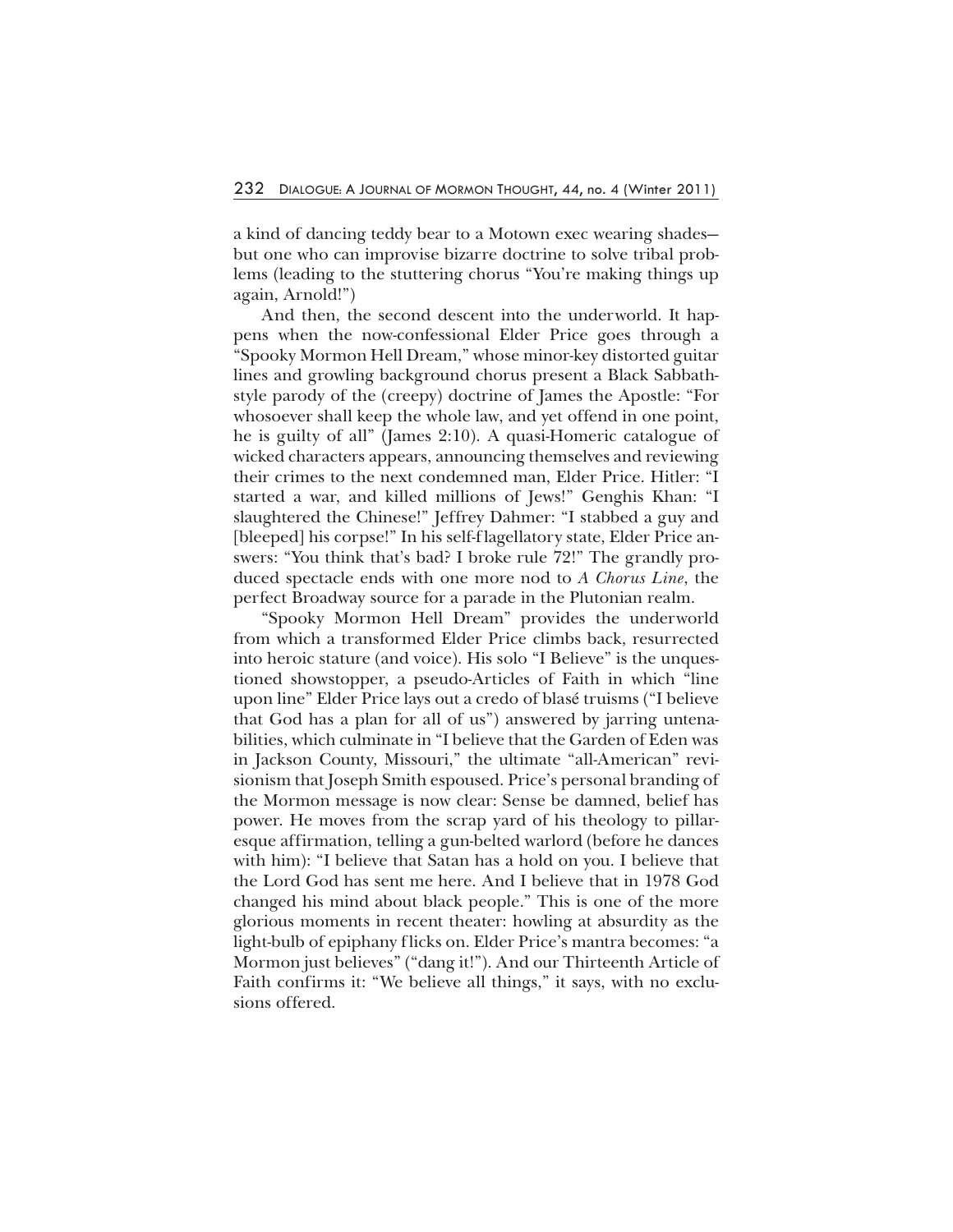a kind of dancing teddy bear to a Motown exec wearing shades—but one who can improvise bizarre doctrine to solve tribal problems (leading to the stuttering chorus "You're making things up again, Arnold!")

And then, the second descent into the underworld. It happens when the now-confessional Elder Price goes through a "Spooky Mormon Hell Dream," whose minor-key distorted guitar lines and growling background chorus present a Black Sabbath-style parody of the (creepy) doctrine of James the Apostle: "For whosoever shall keep the whole law, and yet offend in one point, he is guilty of all" (James 2:10). A quasi-Homeric catalogue of wicked characters appears, announcing themselves and reviewing their crimes to the next condemned man, Elder Price. Hitler: "I started a war, and killed millions of Jews!" Genghis Khan: "I slaughtered the Chinese!" Jeffrey Dahmer: "I stabbed a guy and [bleeped] his corpse!" In his self-flagellatory state, Elder Price answers: "You think that's bad? I broke rule 72!" The grandly produced spectacle ends with one more nod to *A Chorus Line*, the perfect Broadway source for a parade in the Plutonian realm.

"Spooky Mormon Hell Dream" provides the underworld from which a transformed Elder Price climbs back, resurrected into heroic stature (and voice). His solo "I Believe" is the unquestioned showstopper, a pseudo-Articles of Faith in which "line upon line" Elder Price lays out a credo of blasé truisms ("I believe that God has a plan for all of us") answered by jarring untenabilities, which culminate in "I believe that the Garden of Eden was in Jackson County, Missouri," the ultimate "all-American" revisionism that Joseph Smith espoused. Price's personal branding of the Mormon message is now clear: Sense be damned, belief has power. He moves from the scrap yard of his theology to pillar-esque affirmation, telling a gun-belted warlord (before he dances with him): "I believe that Satan has a hold on you. I believe that the Lord God has sent me here. And I believe that in 1978 God changed his mind about black people." This is one of the more glorious moments in recent theater: howling at absurdity as the light-bulb of epiphany flicks on. Elder Price's mantra becomes: "a Mormon just believes" ("dang it!"). And our Thirteenth Article of Faith confirms it: "We believe all things," it says, with no exclusions offered.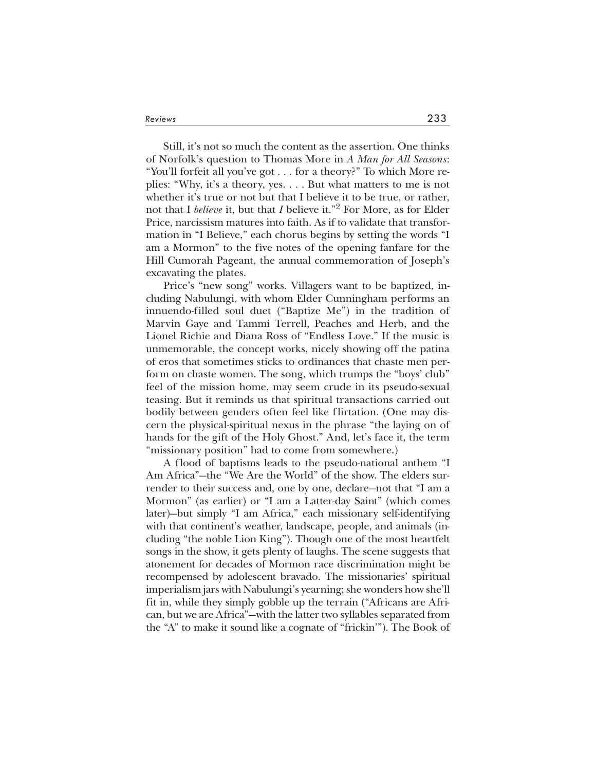Still, it's not so much the content as the assertion. One thinks of Norfolk's question to Thomas More in *A Man for All Seasons*: "You'll forfeit all you've got . . . for a theory?" To which More replies: "Why, it's a theory, yes. . . . But what matters to me is not whether it's true or not but that I believe it to be true, or rather, not that I *believe* it, but that *I* believe it."[2] For More, as for Elder Price, narcissism matures into faith. As if to validate that transformation in "I Believe," each chorus begins by setting the words "I am a Mormon" to the five notes of the opening fanfare for the Hill Cumorah Pageant, the annual commemoration of Joseph's excavating the plates.

Price's "new song" works. Villagers want to be baptized, including Nabulungi, with whom Elder Cunningham performs an innuendo-filled soul duet ("Baptize Me") in the tradition of Marvin Gaye and Tammi Terrell, Peaches and Herb, and the Lionel Richie and Diana Ross of "Endless Love." If the music is unmemorable, the concept works, nicely showing off the patina of eros that sometimes sticks to ordinances that chaste men perform on chaste women. The song, which trumps the "boys' club" feel of the mission home, may seem crude in its pseudo-sexual teasing. But it reminds us that spiritual transactions carried out bodily between genders often feel like flirtation. (One may discern the physical-spiritual nexus in the phrase "the laying on of hands for the gift of the Holy Ghost." And, let's face it, the term "missionary position" had to come from somewhere.)

A flood of baptisms leads to the pseudo-national anthem "I Am Africa"—the "We Are the World" of the show. The elders surrender to their success and, one by one, declare—not that "I am a Mormon" (as earlier) or "I am a Latter-day Saint" (which comes later)—but simply "I am Africa," each missionary self-identifying with that continent's weather, landscape, people, and animals (including "the noble Lion King"). Though one of the most heartfelt songs in the show, it gets plenty of laughs. The scene suggests that atonement for decades of Mormon race discrimination might be recompensed by adolescent bravado. The missionaries' spiritual imperialism jars with Nabulungi's yearning; she wonders how she'll fit in, while they simply gobble up the terrain ("Africans are African, but we are Africa"—with the latter two syllables separated from the "A" to make it sound like a cognate of "frickin'"). The Book of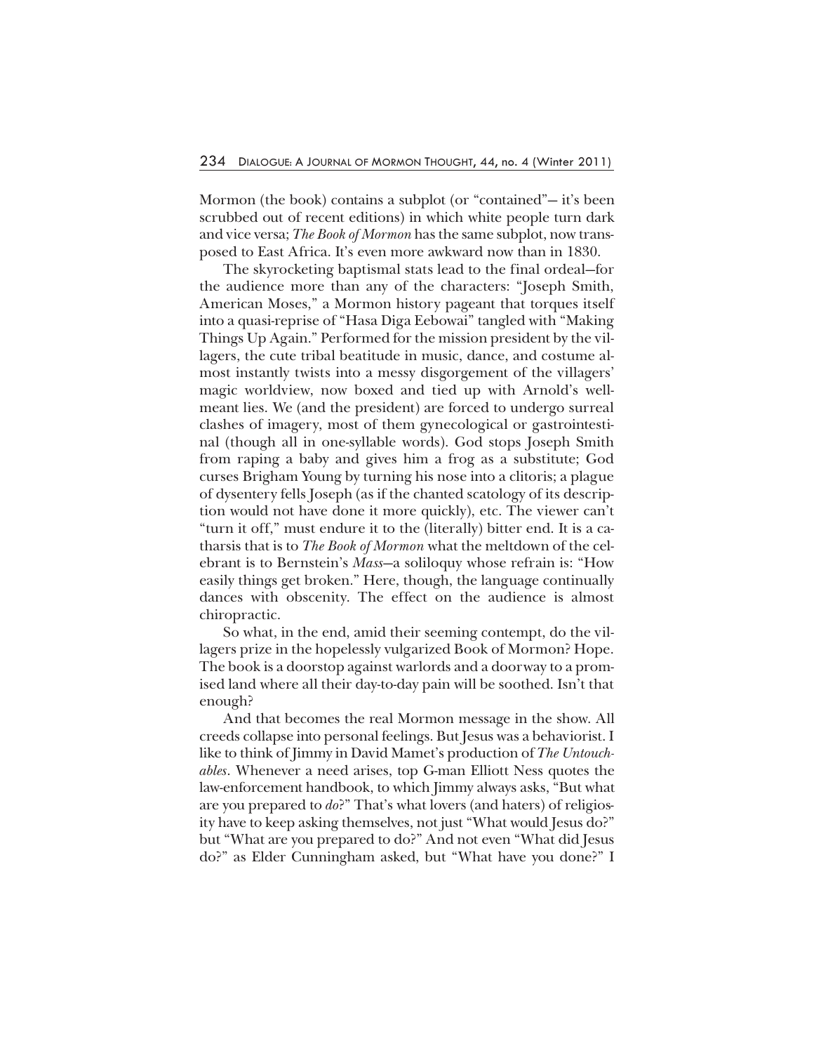Mormon (the book) contains a subplot (or "contained"— it's been scrubbed out of recent editions) in which white people turn dark and vice versa; *The Book of Mormon* has the same subplot, now transposed to East Africa. It's even more awkward now than in 1830.

The skyrocketing baptismal stats lead to the final ordeal—for the audience more than any of the characters: "Joseph Smith, American Moses," a Mormon history pageant that torques itself into a quasi-reprise of "Hasa Diga Eebowai" tangled with "Making Things Up Again." Performed for the mission president by the villagers, the cute tribal beatitude in music, dance, and costume almost instantly twists into a messy disgorgement of the villagers' magic worldview, now boxed and tied up with Arnold's well-meant lies. We (and the president) are forced to undergo surreal clashes of imagery, most of them gynecological or gastrointestinal (though all in one-syllable words). God stops Joseph Smith from raping a baby and gives him a frog as a substitute; God curses Brigham Young by turning his nose into a clitoris; a plague of dysentery fells Joseph (as if the chanted scatology of its description would not have done it more quickly), etc. The viewer can't "turn it off," must endure it to the (literally) bitter end. It is a catharsis that is to *The Book of Mormon* what the meltdown of the celebrant is to Bernstein's *Mass*—a soliloquy whose refrain is: "How easily things get broken." Here, though, the language continually dances with obscenity. The effect on the audience is almost chiropractic.

So what, in the end, amid their seeming contempt, do the villagers prize in the hopelessly vulgarized Book of Mormon? Hope. The book is a doorstop against warlords and a doorway to a promised land where all their day-to-day pain will be soothed. Isn't that enough?

And that becomes the real Mormon message in the show. All creeds collapse into personal feelings. But Jesus was a behaviorist. I like to think of Jimmy in David Mamet's production of *The Untouchables*. Whenever a need arises, top G-man Elliott Ness quotes the law-enforcement handbook, to which Jimmy always asks, "But what are you prepared to *do*?" That's what lovers (and haters) of religiosity have to keep asking themselves, not just "What would Jesus do?" but "What are you prepared to do?" And not even "What did Jesus do?" as Elder Cunningham asked, but "What have you done?" I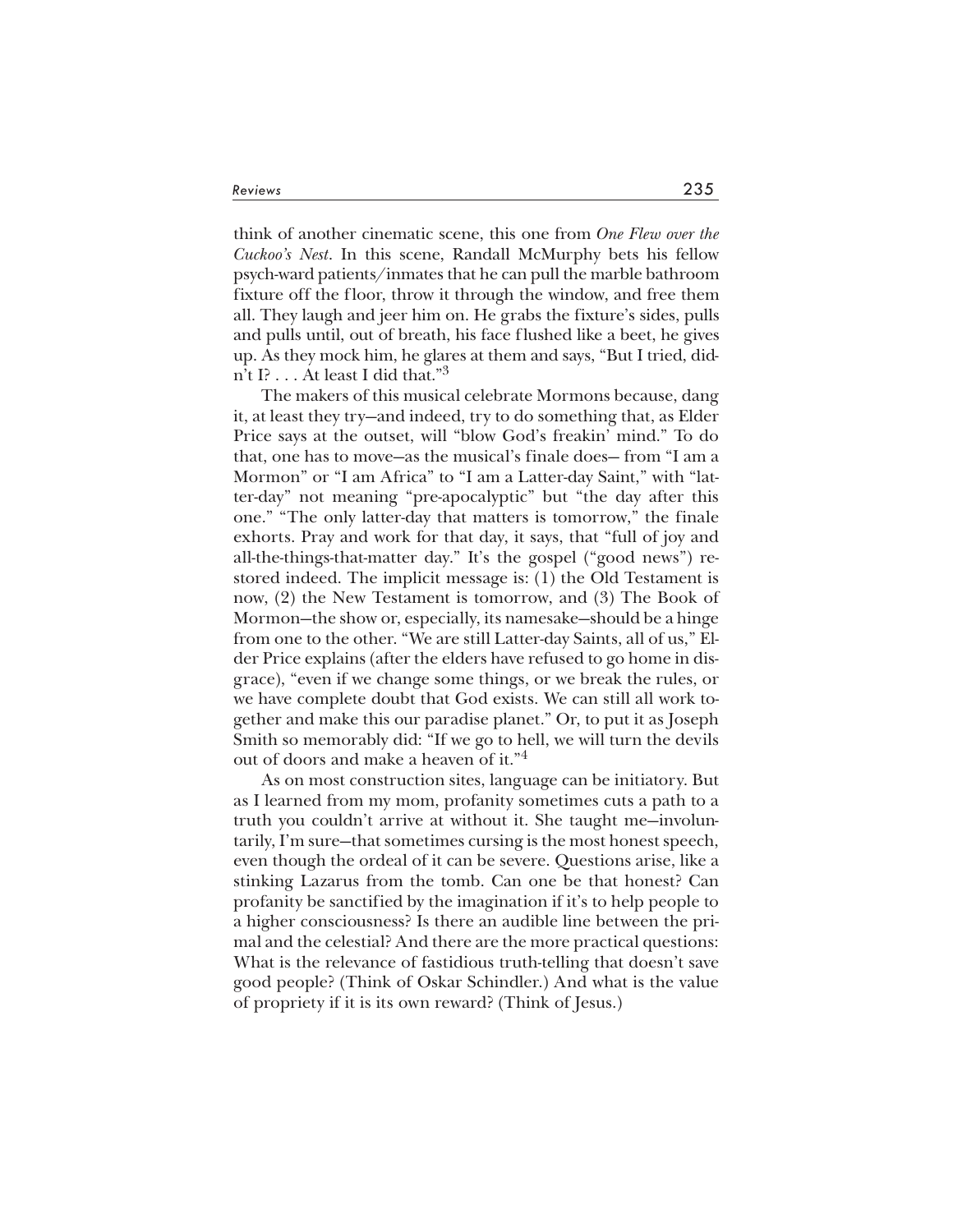think of another cinematic scene, this one from *One Flew over the Cuckoo's Nest*. In this scene, Randall McMurphy bets his fellow psych-ward patients/inmates that he can pull the marble bathroom fixture off the floor, throw it through the window, and free them all. They laugh and jeer him on. He grabs the fixture's sides, pulls and pulls until, out of breath, his face flushed like a beet, he gives up. As they mock him, he glares at them and says, "But I tried, didn't I? . . . At least I did that."[3]

The makers of this musical celebrate Mormons because, dang it, at least they try—and indeed, try to do something that, as Elder Price says at the outset, will "blow God's freakin' mind." To do that, one has to move—as the musical's finale does— from "I am a Mormon" or "I am Africa" to "I am a Latter-day Saint," with "latter-day" not meaning "pre-apocalyptic" but "the day after this one." "The only latter-day that matters is tomorrow," the finale exhorts. Pray and work for that day, it says, that "full of joy and all-the-things-that-matter day." It's the gospel ("good news") restored indeed. The implicit message is: (1) the Old Testament is now, (2) the New Testament is tomorrow, and (3) The Book of Mormon—the show or, especially, its namesake—should be a hinge from one to the other. "We are still Latter-day Saints, all of us," Elder Price explains (after the elders have refused to go home in disgrace), "even if we change some things, or we break the rules, or we have complete doubt that God exists. We can still all work together and make this our paradise planet." Or, to put it as Joseph Smith so memorably did: "If we go to hell, we will turn the devils out of doors and make a heaven of it."[4]

As on most construction sites, language can be initiatory. But as I learned from my mom, profanity sometimes cuts a path to a truth you couldn't arrive at without it. She taught me—involuntarily, I'm sure—that sometimes cursing is the most honest speech, even though the ordeal of it can be severe. Questions arise, like a stinking Lazarus from the tomb. Can one be that honest? Can profanity be sanctified by the imagination if it's to help people to a higher consciousness? Is there an audible line between the primal and the celestial? And there are the more practical questions: What is the relevance of fastidious truth-telling that doesn't save good people? (Think of Oskar Schindler.) And what is the value of propriety if it is its own reward? (Think of Jesus.)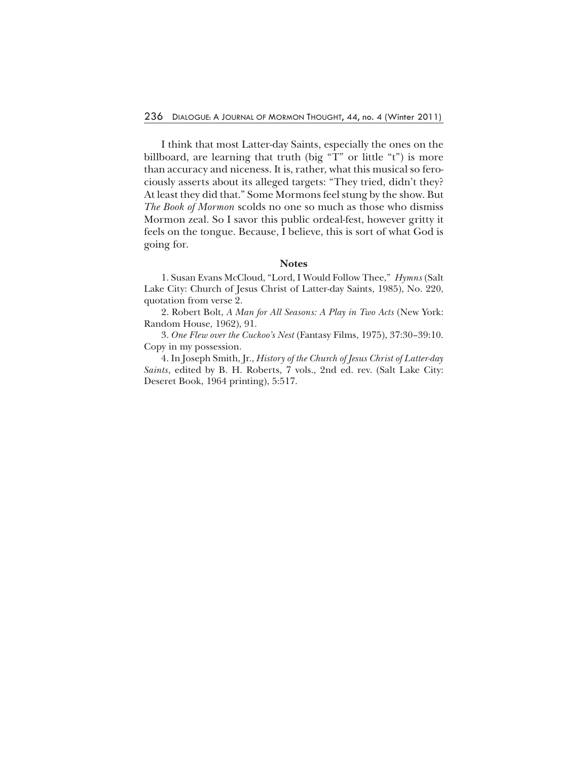I think that most Latter-day Saints, especially the ones on the billboard, are learning that truth (big "T" or little "t") is more than accuracy and niceness. It is, rather, what this musical so ferociously asserts about its alleged targets: "They tried, didn't they? At least they did that." Some Mormons feel stung by the show. But *The Book of Mormon* scolds no one so much as those who dismiss Mormon zeal. So I savor this public ordeal-fest, however gritty it feels on the tongue. Because, I believe, this is sort of what God is going for.

## Notes

1. Susan Evans McCloud, "Lord, I Would Follow Thee," *Hymns* (Salt Lake City: Church of Jesus Christ of Latter-day Saints, 1985), No. 220, quotation from verse 2.

2. Robert Bolt, *A Man for All Seasons: A Play in Two Acts* (New York: Random House, 1962), 91.

3. *One Flew over the Cuckoo's Nest* (Fantasy Films, 1975), 37:30–39:10. Copy in my possession.

4. In Joseph Smith, Jr., *History of the Church of Jesus Christ of Latter-day Saints*, edited by B. H. Roberts, 7 vols., 2nd ed. rev. (Salt Lake City: Deseret Book, 1964 printing), 5:517.